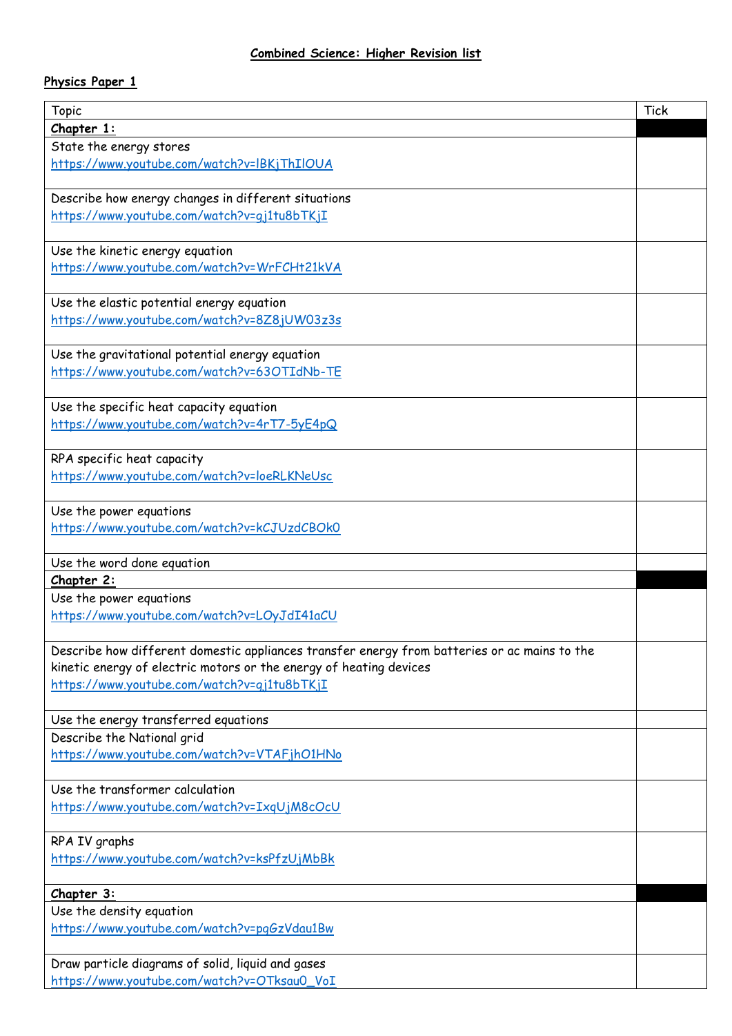# Combined Science: Higher Revision list

## Physics Paper 1

| Topic | Tick |
|---|---|
| **Chapter 1:** | |
| State the energy stores https://www.youtube.com/watch?v=lBKjThIlOUA | |
| Describe how energy changes in different situations https://www.youtube.com/watch?v=gj1tu8bTKjI | |
| Use the kinetic energy equation https://www.youtube.com/watch?v=WrFCHt21kVA | |
| Use the elastic potential energy equation https://www.youtube.com/watch?v=8Z8jUW03z3s | |
| Use the gravitational potential energy equation https://www.youtube.com/watch?v=63OTIdNb-TE | |
| Use the specific heat capacity equation https://www.youtube.com/watch?v=4rT7-5yE4pQ | |
| RPA specific heat capacity https://www.youtube.com/watch?v=loeRLKNeUsc | |
| Use the power equations https://www.youtube.com/watch?v=kCJUzdCBOk0 | |
| Use the word done equation | |
| **Chapter 2:** | |
| Use the power equations https://www.youtube.com/watch?v=LOyJdI41aCU | |
| Describe how different domestic appliances transfer energy from batteries or ac mains to the kinetic energy of electric motors or the energy of heating devices https://www.youtube.com/watch?v=gj1tu8bTKjI | |
| Use the energy transferred equations | |
| Describe the National grid https://www.youtube.com/watch?v=VTAFjhO1HNo | |
| Use the transformer calculation https://www.youtube.com/watch?v=IxqUjM8cOcU | |
| RPA IV graphs https://www.youtube.com/watch?v=ksPfzUjMbBk | |
| **Chapter 3:** | |
| Use the density equation https://www.youtube.com/watch?v=pqGzVdau1Bw | |
| Draw particle diagrams of solid, liquid and gases https://www.youtube.com/watch?v=OTksau0_VoI | |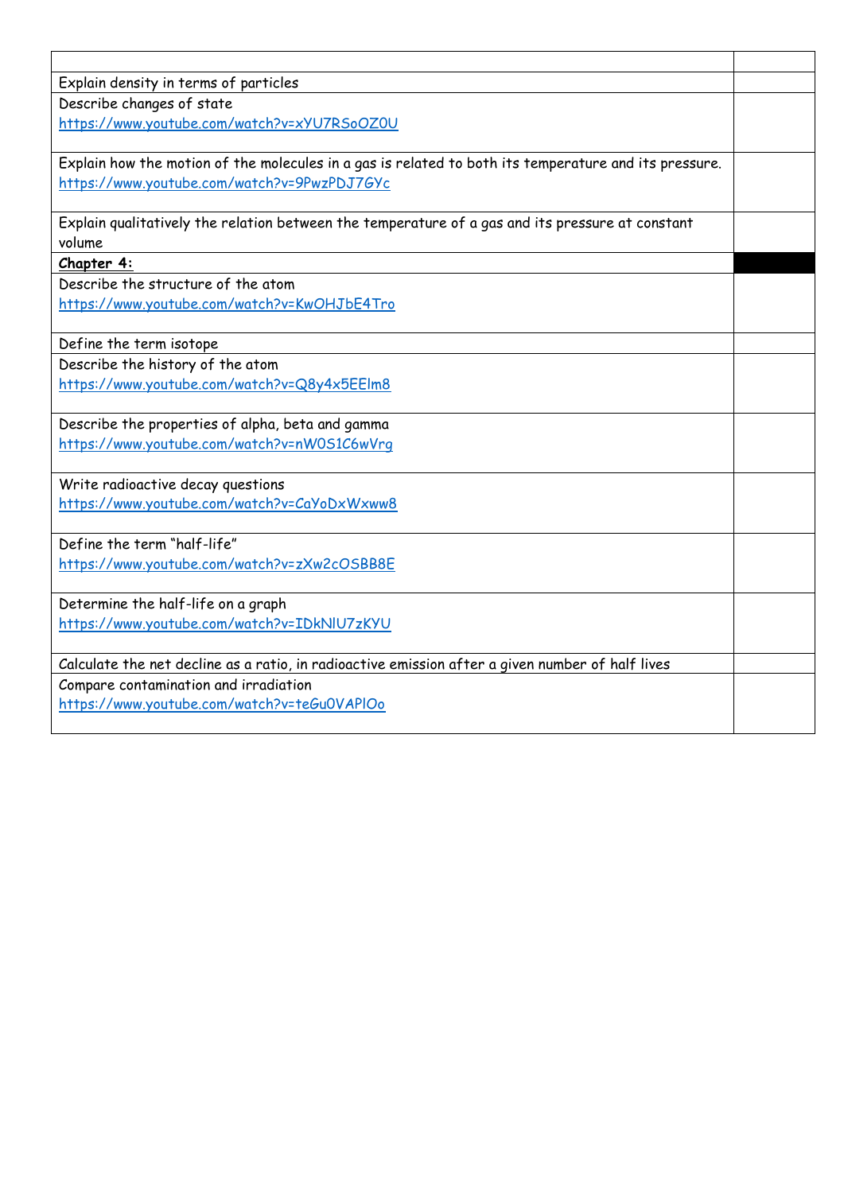| | |
|---|---|
| Explain density in terms of particles | |
| Describe changes of state<br>https://www.youtube.com/watch?v=xYU7RSoOZ0U | |
| Explain how the motion of the molecules in a gas is related to both its temperature and its pressure.<br>https://www.youtube.com/watch?v=9PwzPDJ7GYc | |
| Explain qualitatively the relation between the temperature of a gas and its pressure at constant volume | |
| **Chapter 4:** | |
| Describe the structure of the atom<br>https://www.youtube.com/watch?v=KwOHJbE4Tro | |
| Define the term isotope | |
| Describe the history of the atom<br>https://www.youtube.com/watch?v=Q8y4x5EElm8 | |
| Describe the properties of alpha, beta and gamma<br>https://www.youtube.com/watch?v=nW0S1C6wVrg | |
| Write radioactive decay questions<br>https://www.youtube.com/watch?v=CaYoDxWxww8 | |
| Define the term "half-life"<br>https://www.youtube.com/watch?v=zXw2cOSBB8E | |
| Determine the half-life on a graph<br>https://www.youtube.com/watch?v=IDkNlU7zKYU | |
| Calculate the net decline as a ratio, in radioactive emission after a given number of half lives | |
| Compare contamination and irradiation<br>https://www.youtube.com/watch?v=teGu0VAPlOo | |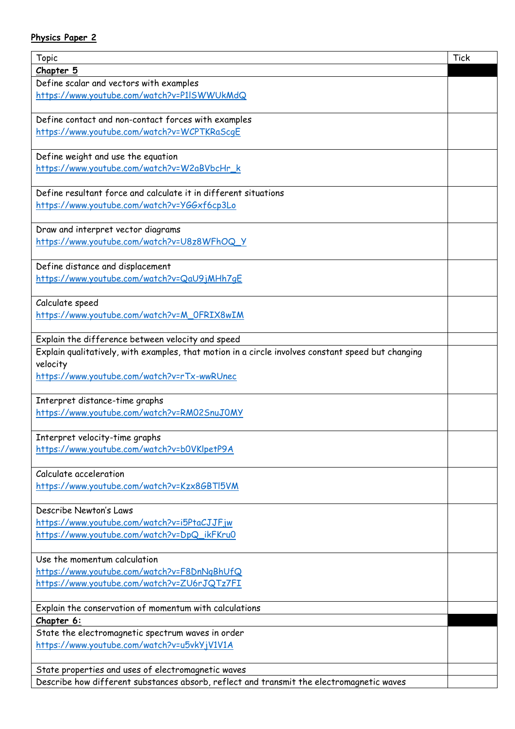**Physics Paper 2**

| Topic | Tick |
| --- | --- |
| ***Chapter 5*** | |
| Define scalar and vectors with examples<br>https://www.youtube.com/watch?v=P1lSWWUkMdQ | |
| Define contact and non-contact forces with examples<br>https://www.youtube.com/watch?v=WCPTKRaScgE | |
| Define weight and use the equation<br>https://www.youtube.com/watch?v=W2aBVbcHr_k | |
| Define resultant force and calculate it in different situations<br>https://www.youtube.com/watch?v=YGGxf6cp3Lo | |
| Draw and interpret vector diagrams<br>https://www.youtube.com/watch?v=U8z8WFhOQ_Y | |
| Define distance and displacement<br>https://www.youtube.com/watch?v=QaU9jMHh7gE | |
| Calculate speed<br>https://www.youtube.com/watch?v=M_0FRIX8wIM | |
| Explain the difference between velocity and speed | |
| Explain qualitatively, with examples, that motion in a circle involves constant speed but changing velocity<br>https://www.youtube.com/watch?v=rTx-wwRUnec | |
| Interpret distance-time graphs<br>https://www.youtube.com/watch?v=RM02SnuJ0MY | |
| Interpret velocity-time graphs<br>https://www.youtube.com/watch?v=b0VKlpetP9A | |
| Calculate acceleration<br>https://www.youtube.com/watch?v=Kzx8GBTl5VM | |
| Describe Newton's Laws<br>https://www.youtube.com/watch?v=i5PtaCJJFjw<br>https://www.youtube.com/watch?v=DpQ_ikFKru0 | |
| Use the momentum calculation<br>https://www.youtube.com/watch?v=F8DnNqBhUfQ<br>https://www.youtube.com/watch?v=ZU6rJQTz7FI | |
| Explain the conservation of momentum with calculations | |
| ***Chapter 6:*** | |
| State the electromagnetic spectrum waves in order<br>https://www.youtube.com/watch?v=u5vkYjV1V1A | |
| State properties and uses of electromagnetic waves | |
| Describe how different substances absorb, reflect and transmit the electromagnetic waves | |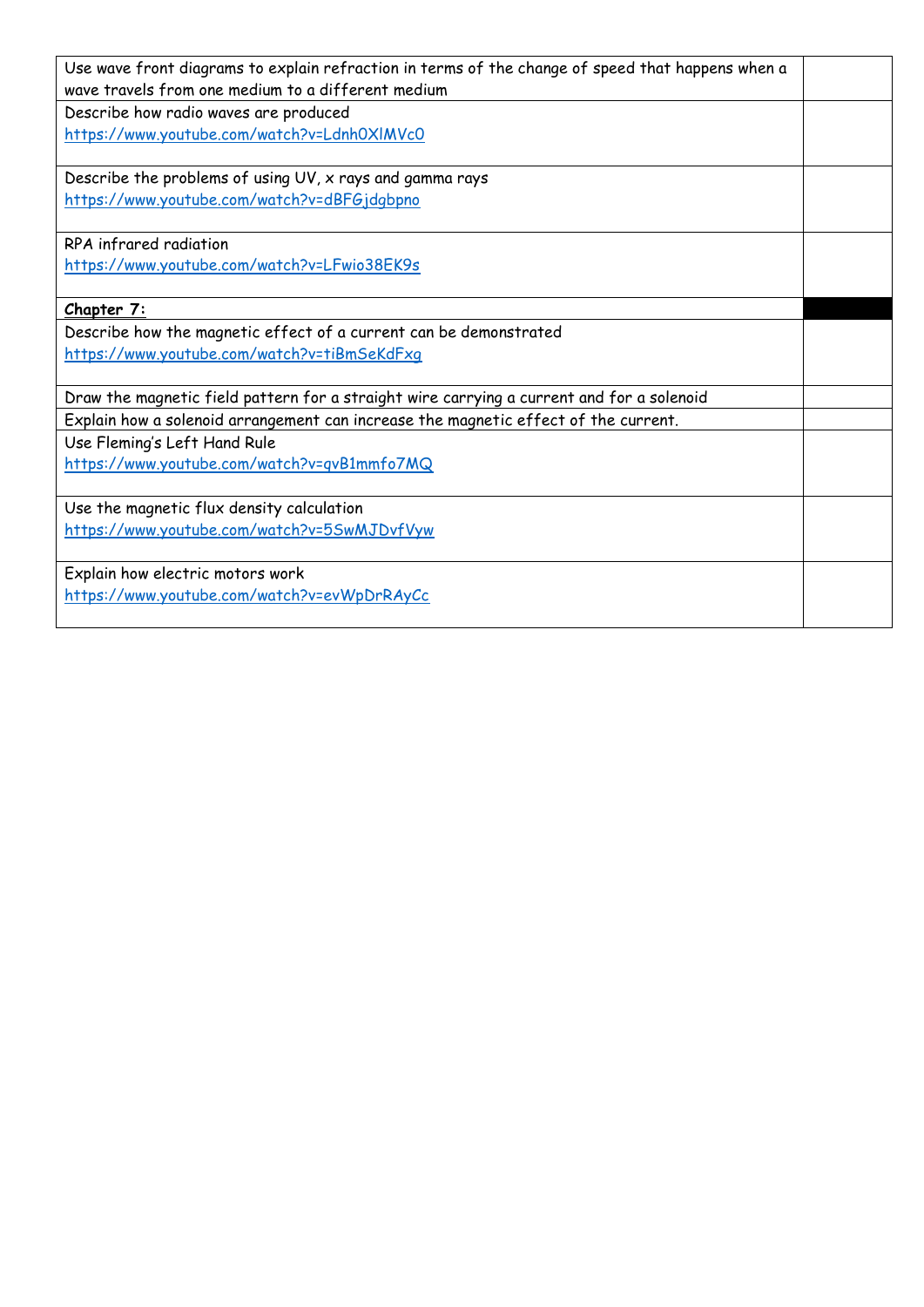| | |
|---|---|
| Use wave front diagrams to explain refraction in terms of the change of speed that happens when a wave travels from one medium to a different medium | |
| Describe how radio waves are produced<br>https://www.youtube.com/watch?v=Ldnh0XlMVc0 | |
| Describe the problems of using UV, x rays and gamma rays<br>https://www.youtube.com/watch?v=dBFGjdgbpno | |
| RPA infrared radiation<br>https://www.youtube.com/watch?v=LFwio38EK9s | |
| **Chapter 7:** | |
| Describe how the magnetic effect of a current can be demonstrated<br>https://www.youtube.com/watch?v=tiBmSeKdFxg | |
| Draw the magnetic field pattern for a straight wire carrying a current and for a solenoid | |
| Explain how a solenoid arrangement can increase the magnetic effect of the current. | |
| Use Fleming's Left Hand Rule<br>https://www.youtube.com/watch?v=qvB1mmfo7MQ | |
| Use the magnetic flux density calculation<br>https://www.youtube.com/watch?v=5SwMJDvfVyw | |
| Explain how electric motors work<br>https://www.youtube.com/watch?v=evWpDrRAyCc | |